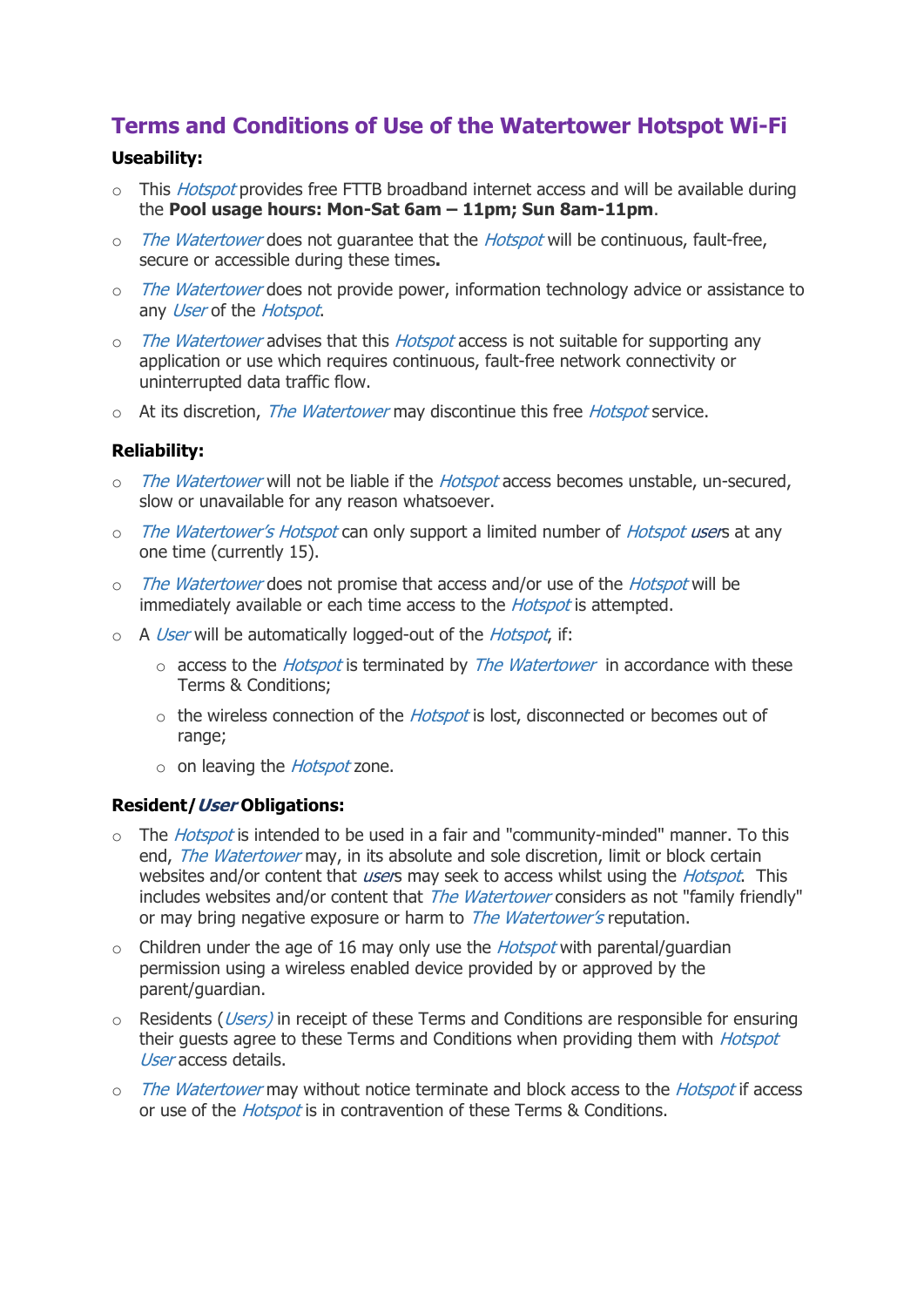# Terms and Conditions of Use of the Watertower Hotspot Wi-Fi

**Useability:**

- This *Hotspot* provides free FTTB broadband internet access and will be available during the **Pool usage hours: Mon-Sat 6am – 11pm; Sun 8am-11pm**.
- *The Watertower* does not guarantee that the *Hotspot* will be continuous, fault-free, secure or accessible during these times**.**
- *The Watertower* does not provide power, information technology advice or assistance to any *User* of the *Hotspot*.
- *The Watertower* advises that this *Hotspot* access is not suitable for supporting any application or use which requires continuous, fault-free network connectivity or uninterrupted data traffic flow.
- At its discretion, *The Watertower* may discontinue this free *Hotspot* service.

**Reliability:**

- *The Watertower* will not be liable if the *Hotspot* access becomes unstable, un-secured, slow or unavailable for any reason whatsoever.
- *The Watertower's Hotspot* can only support a limited number of *Hotspot users* at any one time (currently 15).
- *The Watertower* does not promise that access and/or use of the *Hotspot* will be immediately available or each time access to the *Hotspot* is attempted.
- A *User* will be automatically logged-out of the *Hotspot*, if:
  - access to the *Hotspot* is terminated by *The Watertower* in accordance with these Terms & Conditions;
  - the wireless connection of the *Hotspot* is lost, disconnected or becomes out of range;
  - on leaving the *Hotspot* zone.

**Resident/*User* Obligations:**

- The *Hotspot* is intended to be used in a fair and "community-minded" manner. To this end, *The Watertower* may, in its absolute and sole discretion, limit or block certain websites and/or content that *users* may seek to access whilst using the *Hotspot*. This includes websites and/or content that *The Watertower* considers as not "family friendly" or may bring negative exposure or harm to *The Watertower's* reputation.
- Children under the age of 16 may only use the *Hotspot* with parental/guardian permission using a wireless enabled device provided by or approved by the parent/guardian.
- Residents (*Users)* in receipt of these Terms and Conditions are responsible for ensuring their guests agree to these Terms and Conditions when providing them with *Hotspot User* access details.
- *The Watertower* may without notice terminate and block access to the *Hotspot* if access or use of the *Hotspot* is in contravention of these Terms & Conditions.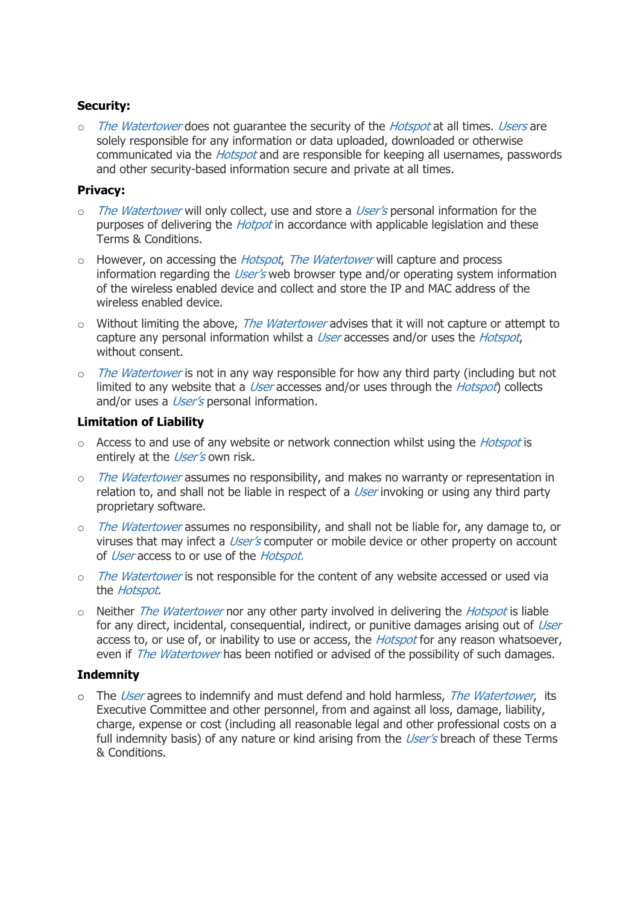**Security:**

- *The Watertower* does not guarantee the security of the *Hotspot* at all times. *Users* are solely responsible for any information or data uploaded, downloaded or otherwise communicated via the *Hotspot* and are responsible for keeping all usernames, passwords and other security-based information secure and private at all times.

**Privacy:**

- *The Watertower* will only collect, use and store a *User's* personal information for the purposes of delivering the *Hotpot* in accordance with applicable legislation and these Terms & Conditions.
- However, on accessing the *Hotspot*, *The Watertower* will capture and process information regarding the *User's* web browser type and/or operating system information of the wireless enabled device and collect and store the IP and MAC address of the wireless enabled device.
- Without limiting the above, *The Watertower* advises that it will not capture or attempt to capture any personal information whilst a *User* accesses and/or uses the *Hotspot*, without consent.
- *The Watertower* is not in any way responsible for how any third party (including but not limited to any website that a *User* accesses and/or uses through the *Hotspot*) collects and/or uses a *User's* personal information.

**Limitation of Liability**

- Access to and use of any website or network connection whilst using the *Hotspot* is entirely at the *User's* own risk.
- *The Watertower* assumes no responsibility, and makes no warranty or representation in relation to, and shall not be liable in respect of a *User* invoking or using any third party proprietary software.
- *The Watertower* assumes no responsibility, and shall not be liable for, any damage to, or viruses that may infect a *User's* computer or mobile device or other property on account of *User* access to or use of the *Hotspot.*
- *The Watertower* is not responsible for the content of any website accessed or used via the *Hotspot*.
- Neither *The Watertower* nor any other party involved in delivering the *Hotspot* is liable for any direct, incidental, consequential, indirect, or punitive damages arising out of *User* access to, or use of, or inability to use or access, the *Hotpot* for any reason whatsoever, even if *The Watertower* has been notified or advised of the possibility of such damages.

**Indemnity**

- The *User* agrees to indemnify and must defend and hold harmless, *The Watertower*, its Executive Committee and other personnel, from and against all loss, damage, liability, charge, expense or cost (including all reasonable legal and other professional costs on a full indemnity basis) of any nature or kind arising from the *User's* breach of these Terms & Conditions.